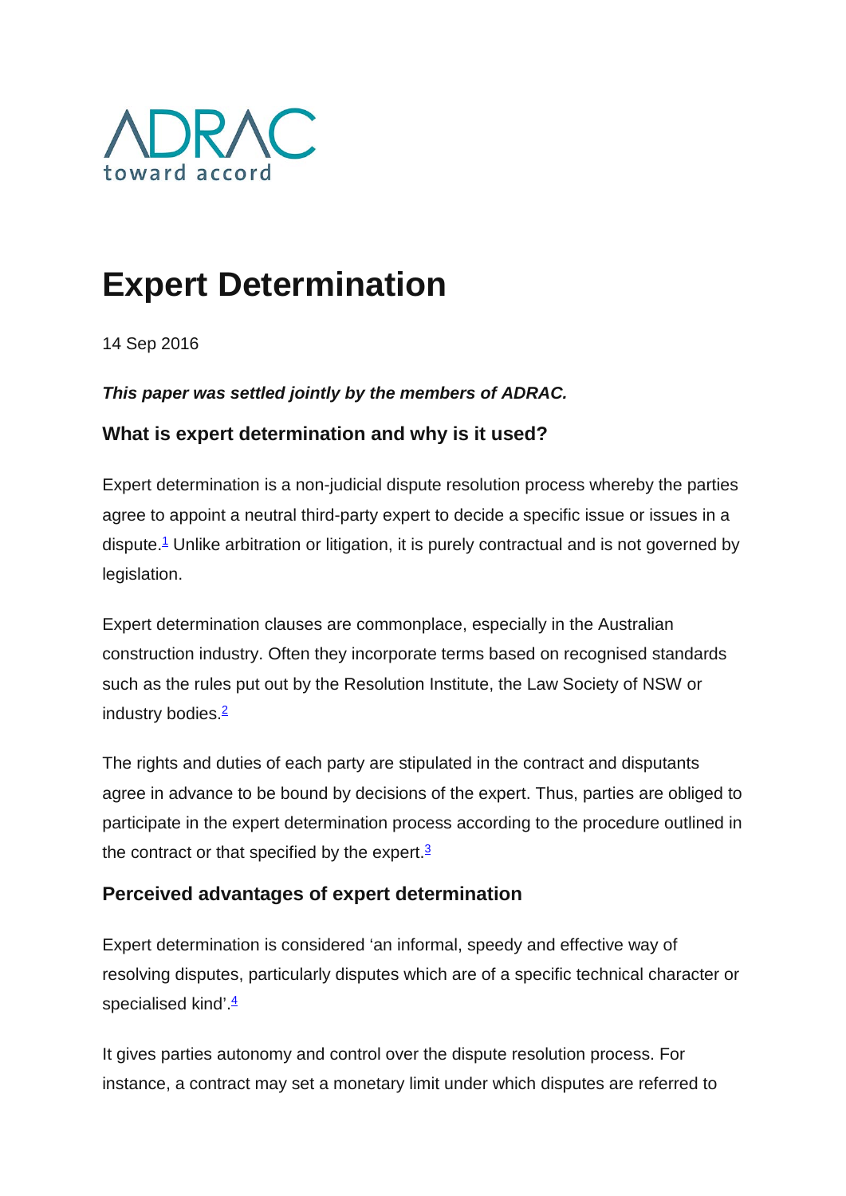ADRAC
toward accord

# Expert Determination

14 Sep 2016

***This paper was settled jointly by the members of ADRAC.***

### What is expert determination and why is it used?

Expert determination is a non-judicial dispute resolution process whereby the parties agree to appoint a neutral third-party expert to decide a specific issue or issues in a dispute.[1] Unlike arbitration or litigation, it is purely contractual and is not governed by legislation.

Expert determination clauses are commonplace, especially in the Australian construction industry. Often they incorporate terms based on recognised standards such as the rules put out by the Resolution Institute, the Law Society of NSW or industry bodies.[2]

The rights and duties of each party are stipulated in the contract and disputants agree in advance to be bound by decisions of the expert. Thus, parties are obliged to participate in the expert determination process according to the procedure outlined in the contract or that specified by the expert.[3]

### Perceived advantages of expert determination

Expert determination is considered 'an informal, speedy and effective way of resolving disputes, particularly disputes which are of a specific technical character or specialised kind'.[4]

It gives parties autonomy and control over the dispute resolution process. For instance, a contract may set a monetary limit under which disputes are referred to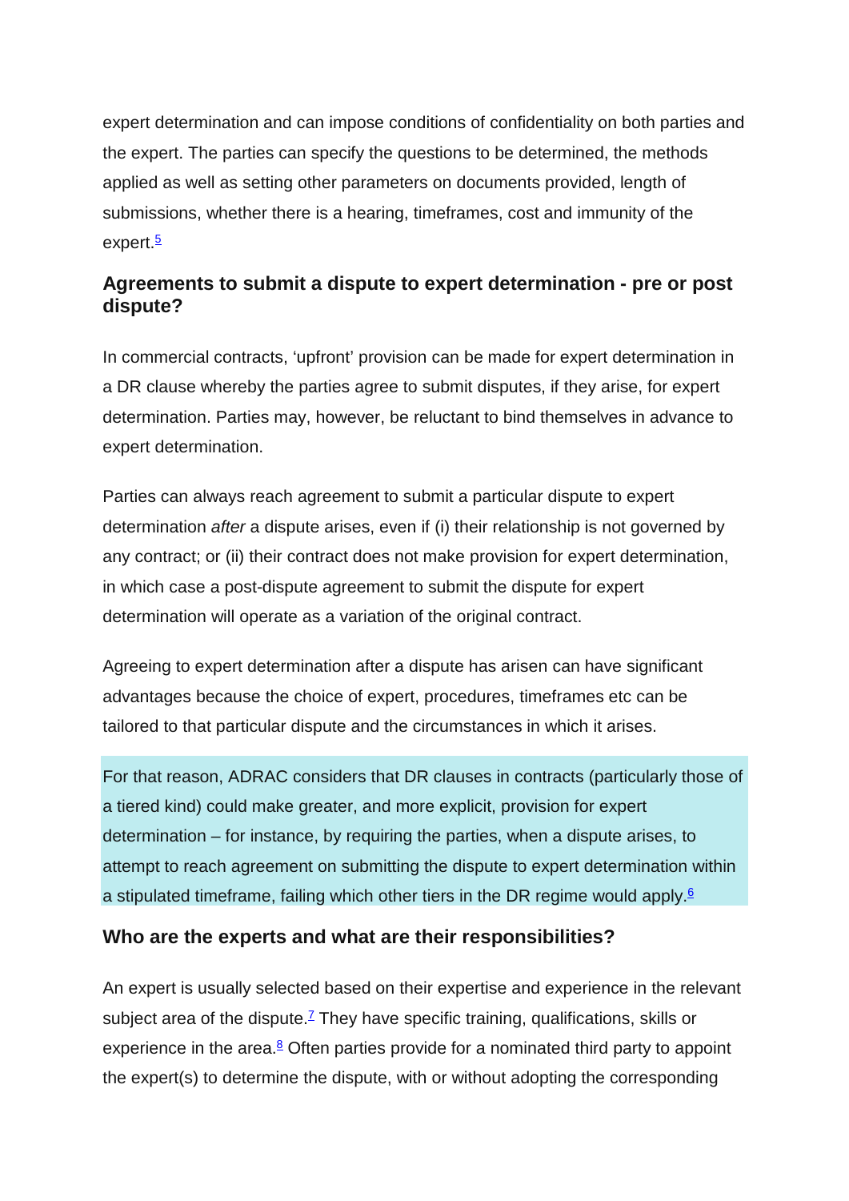expert determination and can impose conditions of confidentiality on both parties and the expert. The parties can specify the questions to be determined, the methods applied as well as setting other parameters on documents provided, length of submissions, whether there is a hearing, timeframes, cost and immunity of the expert.[5]

### Agreements to submit a dispute to expert determination - pre or post dispute?

In commercial contracts, 'upfront' provision can be made for expert determination in a DR clause whereby the parties agree to submit disputes, if they arise, for expert determination. Parties may, however, be reluctant to bind themselves in advance to expert determination.

Parties can always reach agreement to submit a particular dispute to expert determination *after* a dispute arises, even if (i) their relationship is not governed by any contract; or (ii) their contract does not make provision for expert determination, in which case a post-dispute agreement to submit the dispute for expert determination will operate as a variation of the original contract.

Agreeing to expert determination after a dispute has arisen can have significant advantages because the choice of expert, procedures, timeframes etc can be tailored to that particular dispute and the circumstances in which it arises.

For that reason, ADRAC considers that DR clauses in contracts (particularly those of a tiered kind) could make greater, and more explicit, provision for expert determination – for instance, by requiring the parties, when a dispute arises, to attempt to reach agreement on submitting the dispute to expert determination within a stipulated timeframe, failing which other tiers in the DR regime would apply.[6]

### Who are the experts and what are their responsibilities?

An expert is usually selected based on their expertise and experience in the relevant subject area of the dispute.[7] They have specific training, qualifications, skills or experience in the area.[8] Often parties provide for a nominated third party to appoint the expert(s) to determine the dispute, with or without adopting the corresponding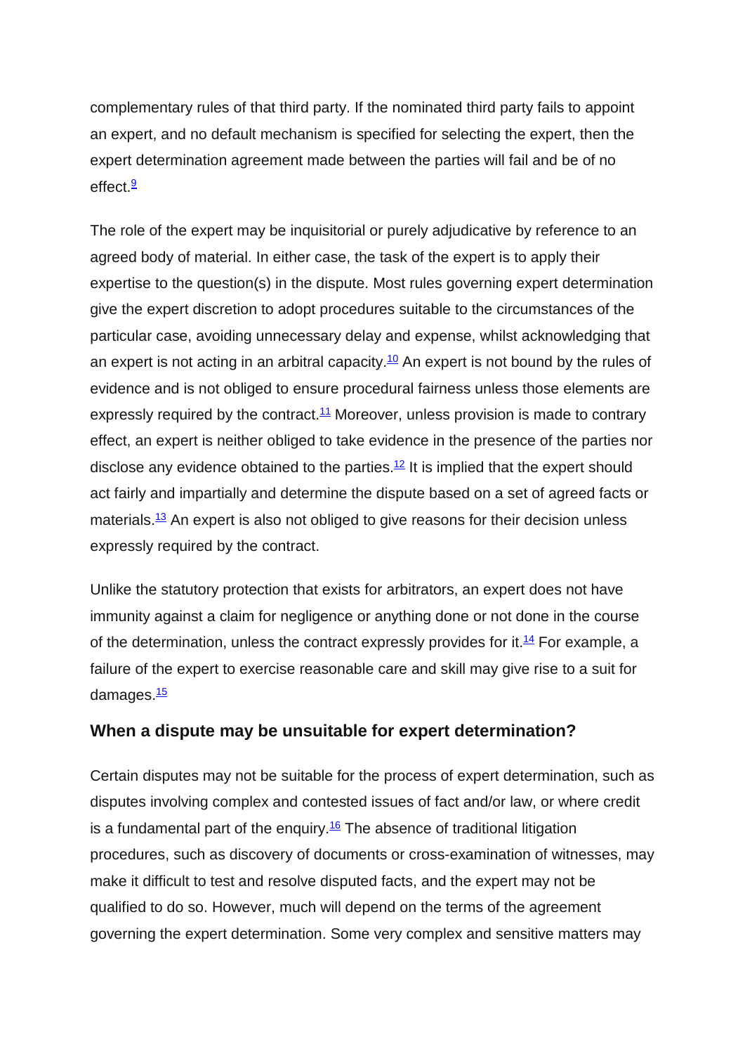complementary rules of that third party. If the nominated third party fails to appoint an expert, and no default mechanism is specified for selecting the expert, then the expert determination agreement made between the parties will fail and be of no effect.[9]

The role of the expert may be inquisitorial or purely adjudicative by reference to an agreed body of material. In either case, the task of the expert is to apply their expertise to the question(s) in the dispute. Most rules governing expert determination give the expert discretion to adopt procedures suitable to the circumstances of the particular case, avoiding unnecessary delay and expense, whilst acknowledging that an expert is not acting in an arbitral capacity.[10] An expert is not bound by the rules of evidence and is not obliged to ensure procedural fairness unless those elements are expressly required by the contract.[11] Moreover, unless provision is made to contrary effect, an expert is neither obliged to take evidence in the presence of the parties nor disclose any evidence obtained to the parties.[12] It is implied that the expert should act fairly and impartially and determine the dispute based on a set of agreed facts or materials.[13] An expert is also not obliged to give reasons for their decision unless expressly required by the contract.

Unlike the statutory protection that exists for arbitrators, an expert does not have immunity against a claim for negligence or anything done or not done in the course of the determination, unless the contract expressly provides for it.[14] For example, a failure of the expert to exercise reasonable care and skill may give rise to a suit for damages.[15]

### When a dispute may be unsuitable for expert determination?

Certain disputes may not be suitable for the process of expert determination, such as disputes involving complex and contested issues of fact and/or law, or where credit is a fundamental part of the enquiry.[16] The absence of traditional litigation procedures, such as discovery of documents or cross-examination of witnesses, may make it difficult to test and resolve disputed facts, and the expert may not be qualified to do so. However, much will depend on the terms of the agreement governing the expert determination. Some very complex and sensitive matters may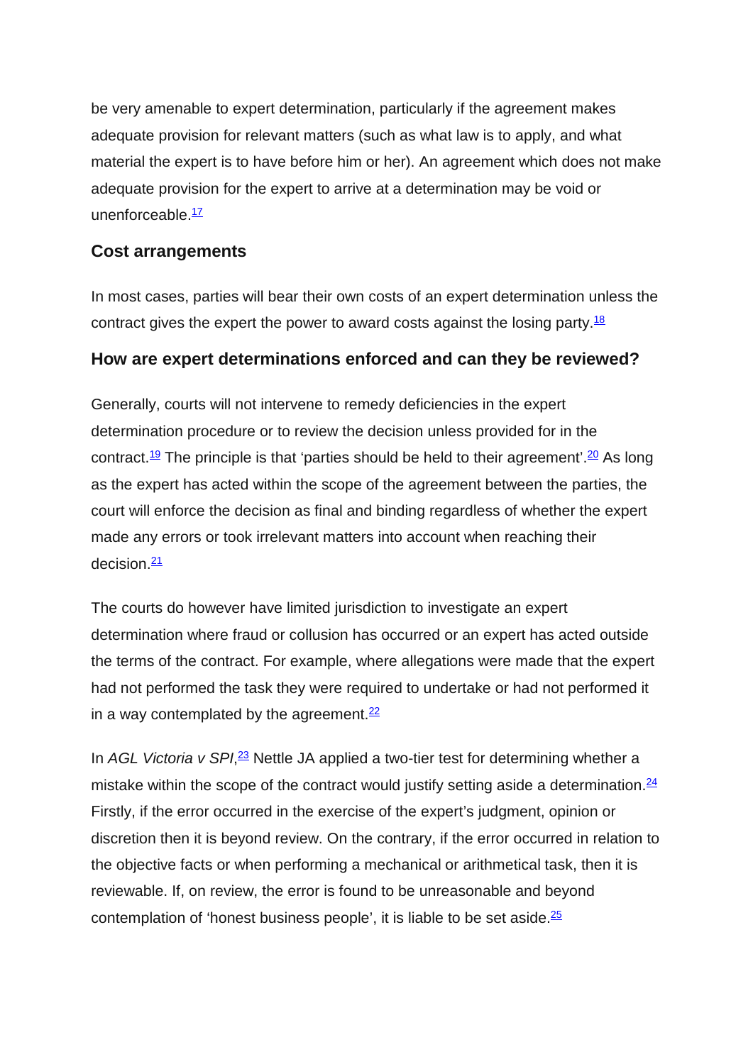be very amenable to expert determination, particularly if the agreement makes adequate provision for relevant matters (such as what law is to apply, and what material the expert is to have before him or her). An agreement which does not make adequate provision for the expert to arrive at a determination may be void or unenforceable.[17]

### Cost arrangements

In most cases, parties will bear their own costs of an expert determination unless the contract gives the expert the power to award costs against the losing party.[18]

### How are expert determinations enforced and can they be reviewed?

Generally, courts will not intervene to remedy deficiencies in the expert determination procedure or to review the decision unless provided for in the contract.[19] The principle is that 'parties should be held to their agreement'.[20] As long as the expert has acted within the scope of the agreement between the parties, the court will enforce the decision as final and binding regardless of whether the expert made any errors or took irrelevant matters into account when reaching their decision.[21]

The courts do however have limited jurisdiction to investigate an expert determination where fraud or collusion has occurred or an expert has acted outside the terms of the contract. For example, where allegations were made that the expert had not performed the task they were required to undertake or had not performed it in a way contemplated by the agreement.[22]

In *AGL Victoria v SPI*,[23] Nettle JA applied a two-tier test for determining whether a mistake within the scope of the contract would justify setting aside a determination.[24] Firstly, if the error occurred in the exercise of the expert's judgment, opinion or discretion then it is beyond review. On the contrary, if the error occurred in relation to the objective facts or when performing a mechanical or arithmetical task, then it is reviewable. If, on review, the error is found to be unreasonable and beyond contemplation of 'honest business people', it is liable to be set aside.[25]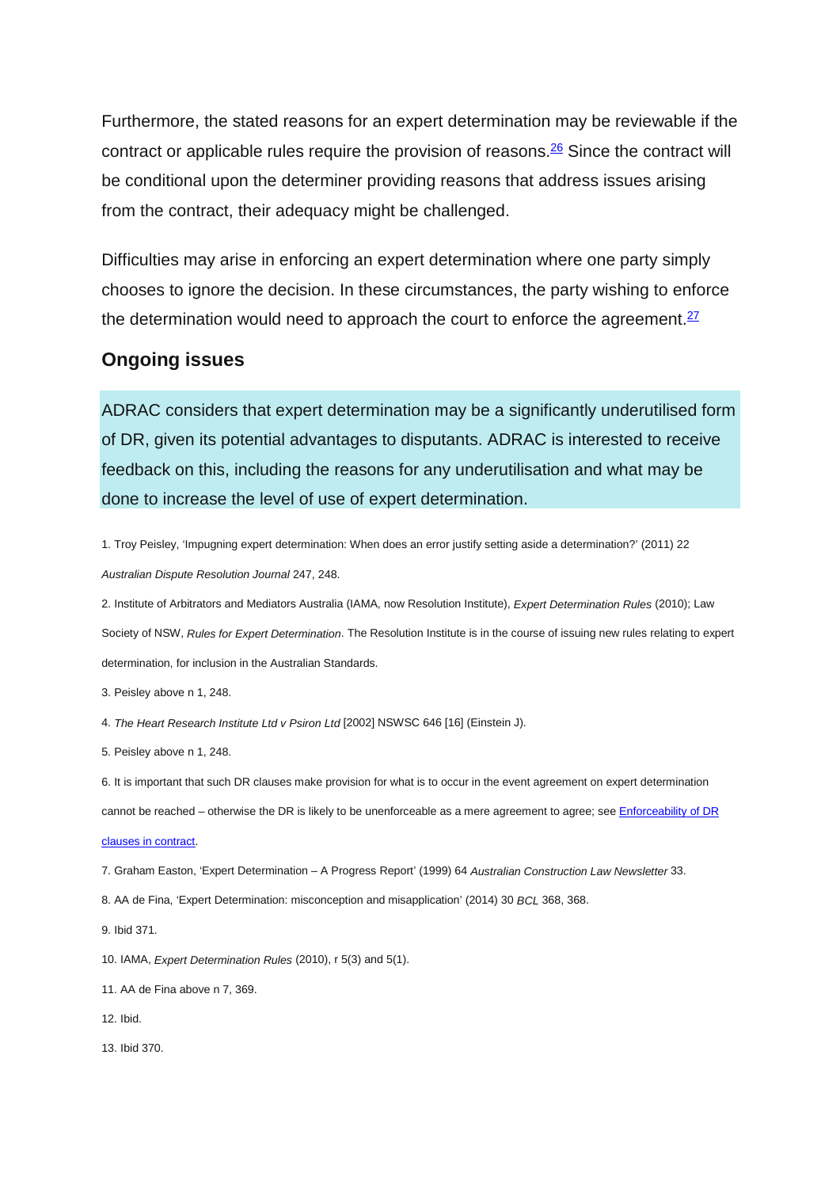Furthermore, the stated reasons for an expert determination may be reviewable if the contract or applicable rules require the provision of reasons.[26] Since the contract will be conditional upon the determiner providing reasons that address issues arising from the contract, their adequacy might be challenged.

Difficulties may arise in enforcing an expert determination where one party simply chooses to ignore the decision. In these circumstances, the party wishing to enforce the determination would need to approach the court to enforce the agreement.[27]

## Ongoing issues

ADRAC considers that expert determination may be a significantly underutilised form of DR, given its potential advantages to disputants. ADRAC is interested to receive feedback on this, including the reasons for any underutilisation and what may be done to increase the level of use of expert determination.

1. Troy Peisley, 'Impugning expert determination: When does an error justify setting aside a determination?' (2011) 22 *Australian Dispute Resolution Journal* 247, 248.

2. Institute of Arbitrators and Mediators Australia (IAMA, now Resolution Institute), *Expert Determination Rules* (2010); Law Society of NSW, *Rules for Expert Determination*. The Resolution Institute is in the course of issuing new rules relating to expert determination, for inclusion in the Australian Standards.

3. Peisley above n 1, 248.

4. *The Heart Research Institute Ltd v Psiron Ltd* [2002] NSWSC 646 [16] (Einstein J).

5. Peisley above n 1, 248.

6. It is important that such DR clauses make provision for what is to occur in the event agreement on expert determination cannot be reached – otherwise the DR is likely to be unenforceable as a mere agreement to agree; see Enforceability of DR clauses in contract.

7. Graham Easton, 'Expert Determination – A Progress Report' (1999) 64 *Australian Construction Law Newsletter* 33.

8. AA de Fina, 'Expert Determination: misconception and misapplication' (2014) 30 *BCL* 368, 368.

9. Ibid 371.

10. IAMA, *Expert Determination Rules* (2010), r 5(3) and 5(1).

11. AA de Fina above n 7, 369.

12. Ibid.

13. Ibid 370.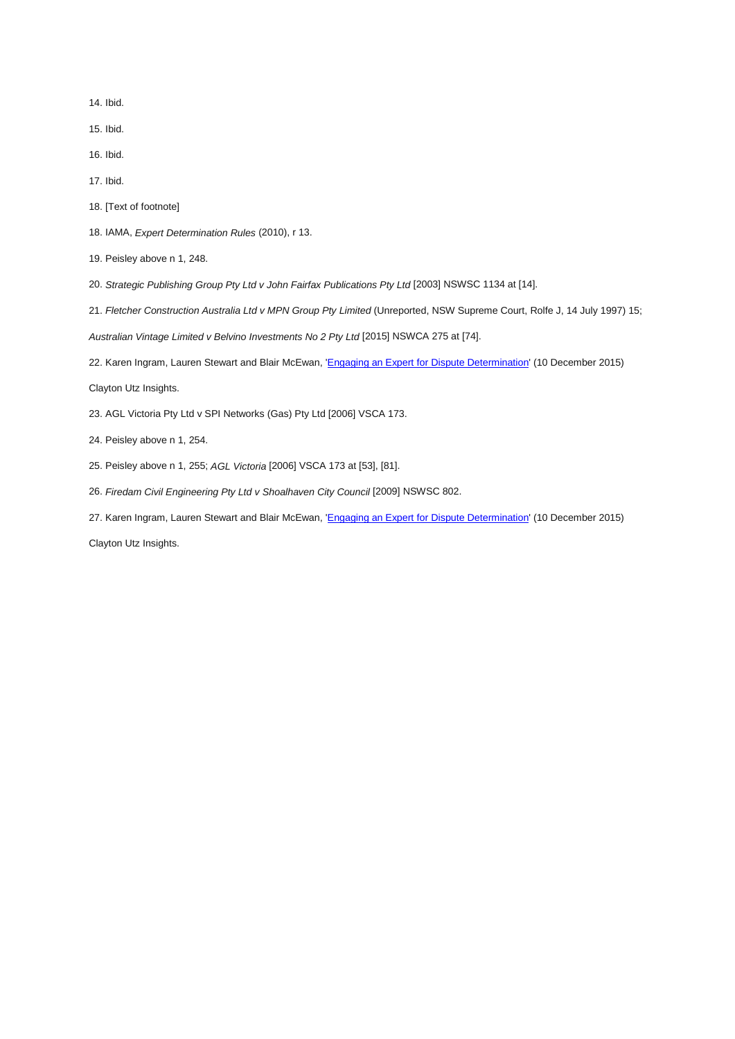14. Ibid.

15. Ibid.

16. Ibid.

17. Ibid.

18. [Text of footnote]

18. IAMA, *Expert Determination Rules* (2010), r 13.

19. Peisley above n 1, 248.

20. *Strategic Publishing Group Pty Ltd v John Fairfax Publications Pty Ltd* [2003] NSWSC 1134 at [14].

21. *Fletcher Construction Australia Ltd v MPN Group Pty Limited* (Unreported, NSW Supreme Court, Rolfe J, 14 July 1997) 15; *Australian Vintage Limited v Belvino Investments No 2 Pty Ltd* [2015] NSWCA 275 at [74].

22. Karen Ingram, Lauren Stewart and Blair McEwan, 'Engaging an Expert for Dispute Determination' (10 December 2015) Clayton Utz Insights.

23. AGL Victoria Pty Ltd v SPI Networks (Gas) Pty Ltd [2006] VSCA 173.

24. Peisley above n 1, 254.

25. Peisley above n 1, 255; *AGL Victoria* [2006] VSCA 173 at [53], [81].

26. *Firedam Civil Engineering Pty Ltd v Shoalhaven City Council* [2009] NSWSC 802.

27. Karen Ingram, Lauren Stewart and Blair McEwan, 'Engaging an Expert for Dispute Determination' (10 December 2015) Clayton Utz Insights.